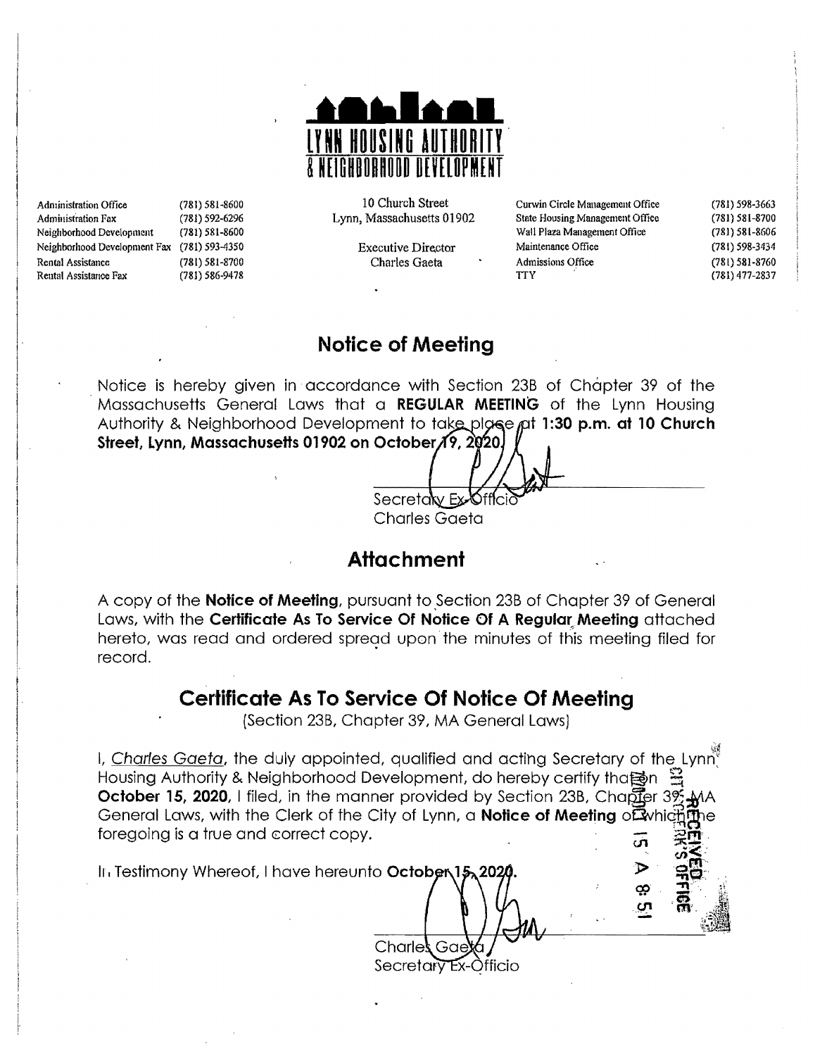LYNN HOUSING AUTHORITY & NEIGHBORHOOD DEVELOPMENT

| | | | | |
|---|---|---|---|---|
| Administration Office | (781) 581-8600 | 10 Church Street | Curwin Circle Management Office | (781) 598-3663 |
| Administration Fax | (781) 592-6296 | Lynn, Massachusetts 01902 | State Housing Management Office | (781) 581-8700 |
| Neighborhood Development | (781) 581-8600 | | Wall Plaza Management Office | (781) 581-8606 |
| Neighborhood Development Fax | (781) 593-4350 | Executive Director | Maintenance Office | (781) 598-3434 |
| Rental Assistance | (781) 581-8700 | Charles Gaeta | Admissions Office | (781) 581-8760 |
| Rental Assistance Fax | (781) 586-9478 | | TTY | (781) 477-2837 |

## Notice of Meeting

Notice is hereby given in accordance with Section 23B of Chapter 39 of the Massachusetts General Laws that a **REGULAR MEETING** of the Lynn Housing Authority & Neighborhood Development to take place at **1:30 p.m. at 10 Church Street, Lynn, Massachusetts 01902 on October 19, 2020.**

Secretary Ex-Officio
Charles Gaeta

## Attachment

A copy of the **Notice of Meeting**, pursuant to Section 23B of Chapter 39 of General Laws, with the **Certificate As To Service Of Notice Of A Regular Meeting** attached hereto, was read and ordered spread upon the minutes of this meeting filed for record.

## Certificate As To Service Of Notice Of Meeting

(Section 23B, Chapter 39, MA General Laws)

I, *Charles Gaeta*, the duly appointed, qualified and acting Secretary of the Lynn Housing Authority & Neighborhood Development, do hereby certify that on **October 15, 2020**, I filed, in the manner provided by Section 23B, Chapter 39, MA General Laws, with the Clerk of the City of Lynn, a **Notice of Meeting** of which the foregoing is a true and correct copy.

In Testimony Whereof, I have hereunto **October 15, 2020.**

Charles Gaeta
Secretary Ex-Officio

RECEIVED CITY CLERK'S OFFICE 15 A 8:51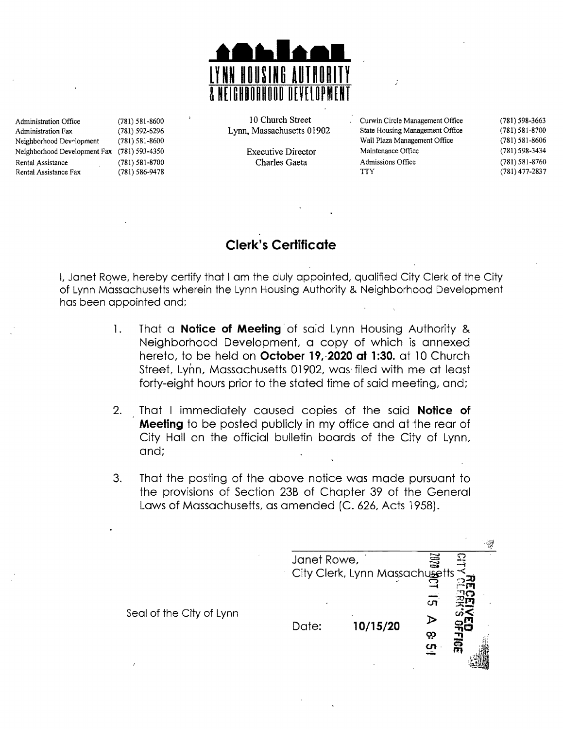# LYNN HOUSING AUTHORITY & NEIGHBORHOOD DEVELOPMENT

| | | | | |
|---|---|---|---|---|
| Administration Office | (781) 581-8600 | 10 Church Street | Curwin Circle Management Office | (781) 598-3663 |
| Administration Fax | (781) 592-6296 | Lynn, Massachusetts 01902 | State Housing Management Office | (781) 581-8700 |
| Neighborhood Development | (781) 581-8600 | | Wall Plaza Management Office | (781) 581-8606 |
| Neighborhood Development Fax | (781) 593-4350 | Executive Director | Maintenance Office | (781) 598-3434 |
| Rental Assistance | (781) 581-8700 | Charles Gaeta | Admissions Office | (781) 581-8760 |
| Rental Assistance Fax | (781) 586-9478 | | TTY | (781) 477-2837 |

## Clerk's Certificate

I, Janet Rowe, hereby certify that I am the duly appointed, qualified City Clerk of the City of Lynn Massachusetts wherein the Lynn Housing Authority & Neighborhood Development has been appointed and;

1. That a **Notice of Meeting** of said Lynn Housing Authority & Neighborhood Development, a copy of which is annexed hereto, to be held on **October 19, 2020 at 1:30.** at 10 Church Street, Lynn, Massachusetts 01902, was filed with me at least forty-eight hours prior to the stated time of said meeting, and;

2. That I immediately caused copies of the said **Notice of Meeting** to be posted publicly in my office and at the rear of City Hall on the official bulletin boards of the City of Lynn, and;

3. That the posting of the above notice was made pursuant to the provisions of Section 23B of Chapter 39 of the General Laws of Massachusetts, as amended (C. 626, Acts 1958).

Janet Rowe,
City Clerk, Lynn Massachusetts

Seal of the City of Lynn

Date: **10/15/20**

RECEIVED CITY CLERK'S OFFICE 2020 OCT 15 A 8:51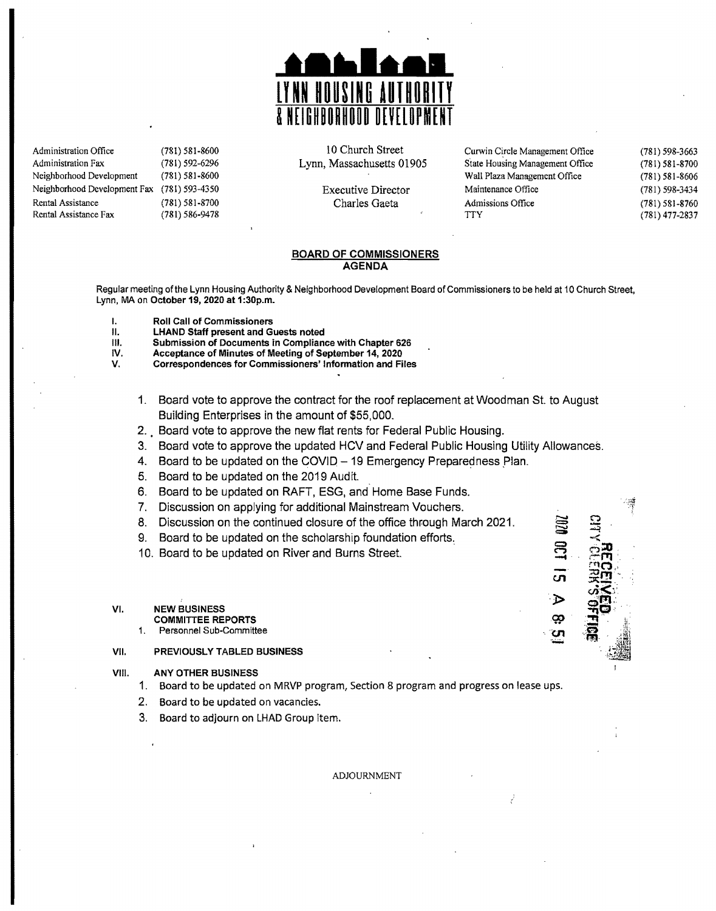# LYNN HOUSING AUTHORITY & NEIGHBORHOOD DEVELOPMENT

| | | | | |
|---|---|---|---|---|
| Administration Office | (781) 581-8600 | 10 Church Street | Curwin Circle Management Office | (781) 598-3663 |
| Administration Fax | (781) 592-6296 | Lynn, Massachusetts 01905 | State Housing Management Office | (781) 581-8700 |
| Neighborhood Development | (781) 581-8600 | | Wall Plaza Management Office | (781) 581-8606 |
| Neighborhood Development Fax | (781) 593-4350 | Executive Director | Maintenance Office | (781) 598-3434 |
| Rental Assistance | (781) 581-8700 | Charles Gaeta | Admissions Office | (781) 581-8760 |
| Rental Assistance Fax | (781) 586-9478 | | TTY | (781) 477-2837 |

## BOARD OF COMMISSIONERS AGENDA

Regular meeting of the Lynn Housing Authority & Neighborhood Development Board of Commissioners to be held at 10 Church Street, Lynn, MA on **October 19, 2020 at 1:30p.m.**

I. **Roll Call of Commissioners**

II. **LHAND Staff present and Guests noted**

III. **Submission of Documents in Compliance with Chapter 626**

IV. **Acceptance of Minutes of Meeting of September 14, 2020**

V. **Correspondences for Commissioners' Information and Files**

1. Board vote to approve the contract for the roof replacement at Woodman St. to August Building Enterprises in the amount of $55,000.
2. Board vote to approve the new flat rents for Federal Public Housing.
3. Board vote to approve the updated HCV and Federal Public Housing Utility Allowances.
4. Board to be updated on the COVID – 19 Emergency Preparedness Plan.
5. Board to be updated on the 2019 Audit.
6. Board to be updated on RAFT, ESG, and Home Base Funds.
7. Discussion on applying for additional Mainstream Vouchers.
8. Discussion on the continued closure of the office through March 2021.
9. Board to be updated on the scholarship foundation efforts.
10. Board to be updated on River and Burns Street.

RECEIVED CITY CLERK'S OFFICE 2020 OCT 15 A 8:51

VI. **NEW BUSINESS**
**COMMITTEE REPORTS**
1. Personnel Sub-Committee

VII. **PREVIOUSLY TABLED BUSINESS**

VIII. **ANY OTHER BUSINESS**
1. Board to be updated on MRVP program, Section 8 program and progress on lease ups.
2. Board to be updated on vacancies.
3. Board to adjourn on LHAD Group Item.

ADJOURNMENT